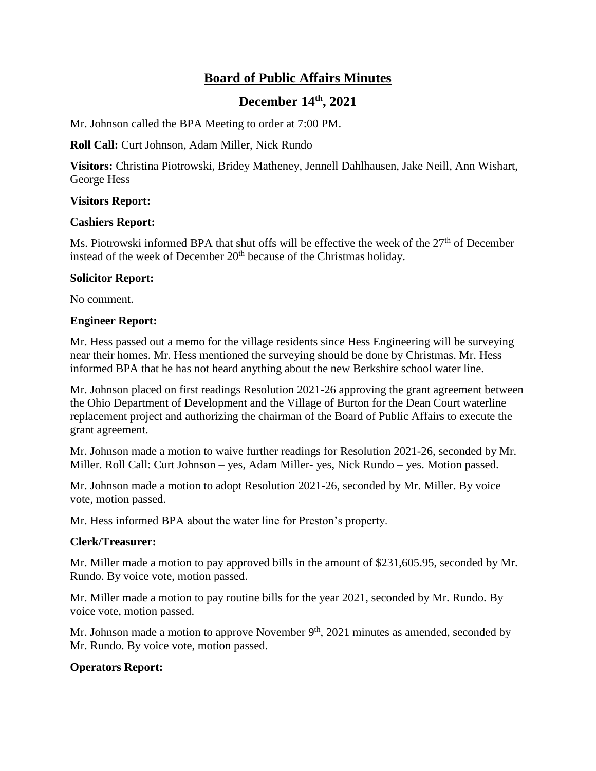# Board of Public Affairs Minutes

## December 14th, 2021

Mr. Johnson called the BPA Meeting to order at 7:00 PM.

**Roll Call:** Curt Johnson, Adam Miller, Nick Rundo

**Visitors:** Christina Piotrowski, Bridey Matheney, Jennell Dahlhausen, Jake Neill, Ann Wishart, George Hess

**Visitors Report:**

**Cashiers Report:**

Ms. Piotrowski informed BPA that shut offs will be effective the week of the 27th of December instead of the week of December 20th because of the Christmas holiday.

**Solicitor Report:**

No comment.

**Engineer Report:**

Mr. Hess passed out a memo for the village residents since Hess Engineering will be surveying near their homes. Mr. Hess mentioned the surveying should be done by Christmas. Mr. Hess informed BPA that he has not heard anything about the new Berkshire school water line.

Mr. Johnson placed on first readings Resolution 2021-26 approving the grant agreement between the Ohio Department of Development and the Village of Burton for the Dean Court waterline replacement project and authorizing the chairman of the Board of Public Affairs to execute the grant agreement.

Mr. Johnson made a motion to waive further readings for Resolution 2021-26, seconded by Mr. Miller. Roll Call: Curt Johnson – yes, Adam Miller- yes, Nick Rundo – yes. Motion passed.

Mr. Johnson made a motion to adopt Resolution 2021-26, seconded by Mr. Miller. By voice vote, motion passed.

Mr. Hess informed BPA about the water line for Preston's property.

**Clerk/Treasurer:**

Mr. Miller made a motion to pay approved bills in the amount of $231,605.95, seconded by Mr. Rundo. By voice vote, motion passed.

Mr. Miller made a motion to pay routine bills for the year 2021, seconded by Mr. Rundo. By voice vote, motion passed.

Mr. Johnson made a motion to approve November 9th, 2021 minutes as amended, seconded by Mr. Rundo. By voice vote, motion passed.

**Operators Report:**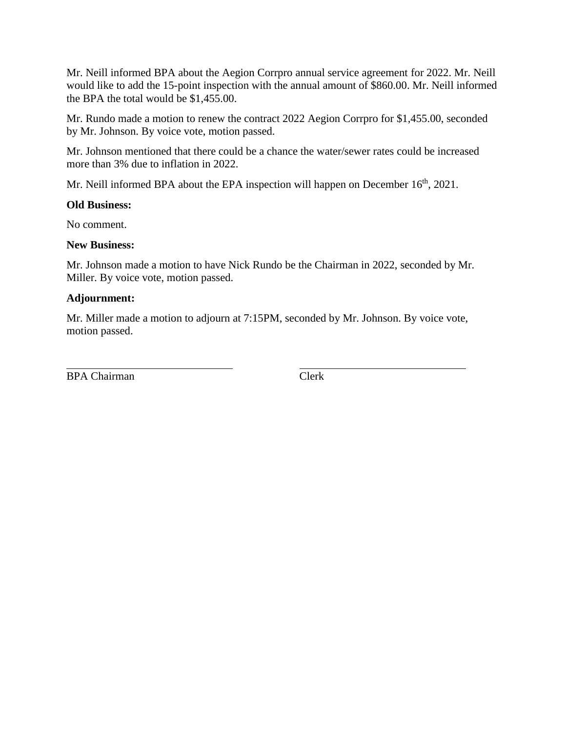Mr. Neill informed BPA about the Aegion Corrpro annual service agreement for 2022. Mr. Neill would like to add the 15-point inspection with the annual amount of $860.00. Mr. Neill informed the BPA the total would be $1,455.00.

Mr. Rundo made a motion to renew the contract 2022 Aegion Corrpro for $1,455.00, seconded by Mr. Johnson. By voice vote, motion passed.

Mr. Johnson mentioned that there could be a chance the water/sewer rates could be increased more than 3% due to inflation in 2022.

Mr. Neill informed BPA about the EPA inspection will happen on December 16th, 2021.

**Old Business:**

No comment.

**New Business:**

Mr. Johnson made a motion to have Nick Rundo be the Chairman in 2022, seconded by Mr. Miller. By voice vote, motion passed.

**Adjournment:**

Mr. Miller made a motion to adjourn at 7:15PM, seconded by Mr. Johnson. By voice vote, motion passed.

\_\_\_\_\_\_\_\_\_\_\_\_\_\_\_\_\_\_\_\_\_\_\_\_\_\_\_\_\_\_ \_\_\_\_\_\_\_\_\_\_\_\_\_\_\_\_\_\_\_\_\_\_\_\_\_\_\_\_\_\_

BPA Chairman Clerk